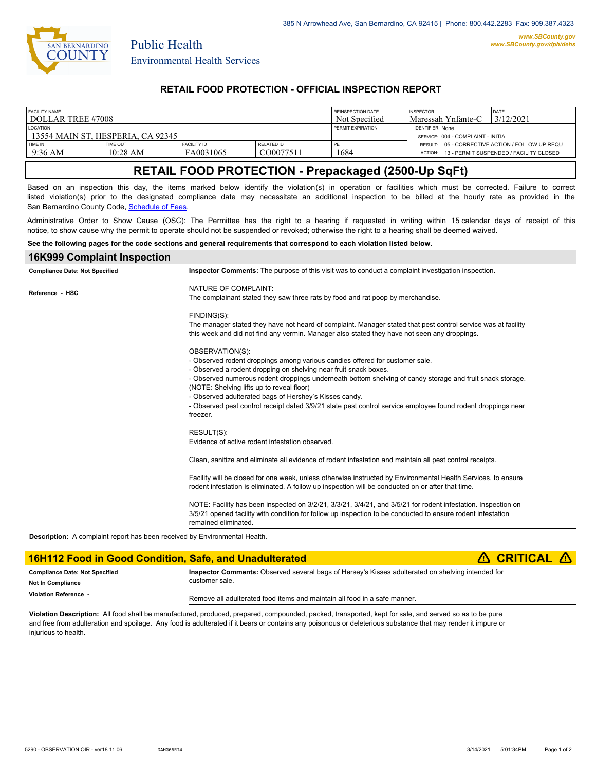385 N Arrowhead Ave, San Bernardino, CA 92415 | Phone: 800.442.2283 Fax: 909.387.4323

www.SBCounty.gov
www.SBCounty.gov/dph/dehs

San Bernardino County
Public Health
Environmental Health Services

## RETAIL FOOD PROTECTION - OFFICIAL INSPECTION REPORT

| FACILITY NAME | | | | REINSPECTION DATE | INSPECTOR | DATE |
|---|---|---|---|---|---|---|
| DOLLAR TREE #7008 | | | | Not Specified | Maressah Ynfante-C | 3/12/2021 |
| LOCATION | | | | PERMIT EXPIRATION | IDENTIFIER: None | |
| 13554 MAIN ST, HESPERIA, CA 92345 | | | | | SERVICE: 004 - COMPLAINT - INITIAL | |
| TIME IN | TIME OUT | FACILITY ID | RELATED ID | PE | RESULT: 05 - CORRECTIVE ACTION / FOLLOW UP REQU | |
| 9:36 AM | 10:28 AM | FA0031065 | CO0077511 | 1684 | ACTION: 13 - PERMIT SUSPENDED / FACILITY CLOSED | |

# RETAIL FOOD PROTECTION - Prepackaged (2500-Up SqFt)

Based on an inspection this day, the items marked below identify the violation(s) in operation or facilities which must be corrected. Failure to correct listed violation(s) prior to the designated compliance date may necessitate an additional inspection to be billed at the hourly rate as provided in the San Bernardino County Code, Schedule of Fees.

Administrative Order to Show Cause (OSC): The Permittee has the right to a hearing if requested in writing within 15 calendar days of receipt of this notice, to show cause why the permit to operate should not be suspended or revoked; otherwise the right to a hearing shall be deemed waived.

**See the following pages for the code sections and general requirements that correspond to each violation listed below.**

## 16K999 Complaint Inspection

**Compliance Date: Not Specified**

**Reference - HSC**

**Inspector Comments:** The purpose of this visit was to conduct a complaint investigation inspection.

NATURE OF COMPLAINT:
The complainant stated they saw three rats by food and rat poop by merchandise.

FINDING(S):
The manager stated they have not heard of complaint. Manager stated that pest control service was at facility this week and did not find any vermin. Manager also stated they have not seen any droppings.

OBSERVATION(S):
- Observed rodent droppings among various candies offered for customer sale.
- Observed a rodent dropping on shelving near fruit snack boxes.
- Observed numerous rodent droppings underneath bottom shelving of candy storage and fruit snack storage. (NOTE: Shelving lifts up to reveal floor)
- Observed adulterated bags of Hershey's Kisses candy.
- Observed pest control receipt dated 3/9/21 state pest control service employee found rodent droppings near freezer.

RESULT(S):
Evidence of active rodent infestation observed.

Clean, sanitize and eliminate all evidence of rodent infestation and maintain all pest control receipts.

Facility will be closed for one week, unless otherwise instructed by Environmental Health Services, to ensure rodent infestation is eliminated. A follow up inspection will be conducted on or after that time.

NOTE: Facility has been inspected on 3/2/21, 3/3/21, 3/4/21, and 3/5/21 for rodent infestation. Inspection on 3/5/21 opened facility with condition for follow up inspection to be conducted to ensure rodent infestation remained eliminated.

**Description:** A complaint report has been received by Environmental Health.

## 16H112 Food in Good Condition, Safe, and Unadulterated — ⚠ CRITICAL ⚠

**Compliance Date: Not Specified**

**Not In Compliance**

**Violation Reference -**

**Inspector Comments:** Observed several bags of Hersey's Kisses adulterated on shelving intended for customer sale.

Remove all adulterated food items and maintain all food in a safe manner.

**Violation Description:** All food shall be manufactured, produced, prepared, compounded, packed, transported, kept for sale, and served so as to be pure and free from adulteration and spoilage. Any food is adulterated if it bears or contains any poisonous or deleterious substance that may render it impure or injurious to health.

5290 - OBSERVATION OIR - ver18.11.06 DAHG66RI4 3/14/2021 5:01:34PM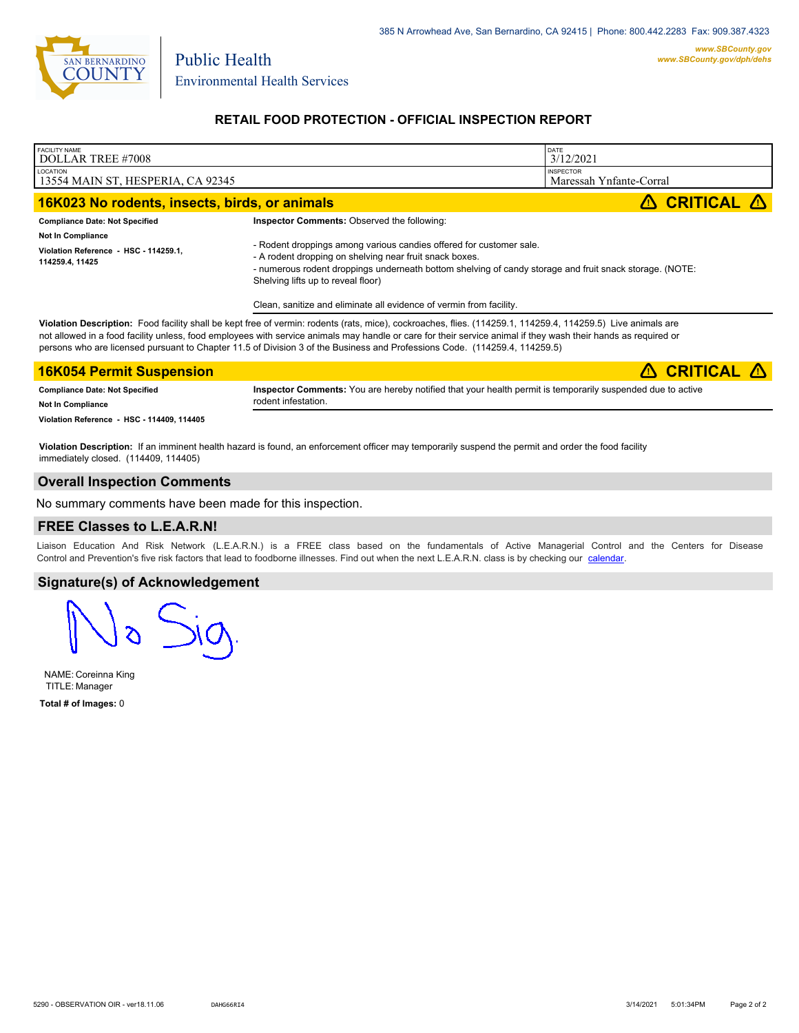385 N Arrowhead Ave, San Bernardino, CA 92415 | Phone: 800.442.2283 Fax: 909.387.4323

www.SBCounty.gov
www.SBCounty.gov/dph/dehs

SAN BERNARDINO COUNTY

Public Health
Environmental Health Services

## RETAIL FOOD PROTECTION - OFFICIAL INSPECTION REPORT

| FACILITY NAME | DATE |
|---|---|
| DOLLAR TREE #7008 | 3/12/2021 |
| **LOCATION** | **INSPECTOR** |
| 13554 MAIN ST, HESPERIA, CA 92345 | Maressah Ynfante-Corral |

### 16K023 No rodents, insects, birds, or animals — ⚠ CRITICAL ⚠

**Compliance Date: Not Specified**

**Not In Compliance**

**Violation Reference - HSC - 114259.1, 114259.4, 11425**

**Inspector Comments:** Observed the following:

- Rodent droppings among various candies offered for customer sale.
- A rodent dropping on shelving near fruit snack boxes.
- numerous rodent droppings underneath bottom shelving of candy storage and fruit snack storage. (NOTE: Shelving lifts up to reveal floor)

Clean, sanitize and eliminate all evidence of vermin from facility.

**Violation Description:** Food facility shall be kept free of vermin: rodents (rats, mice), cockroaches, flies. (114259.1, 114259.4, 114259.5) Live animals are not allowed in a food facility unless, food employees with service animals may handle or care for their service animal if they wash their hands as required or persons who are licensed pursuant to Chapter 11.5 of Division 3 of the Business and Professions Code. (114259.4, 114259.5)

### 16K054 Permit Suspension — ⚠ CRITICAL ⚠

**Compliance Date: Not Specified**

**Not In Compliance**

**Violation Reference - HSC - 114409, 114405**

**Inspector Comments:** You are hereby notified that your health permit is temporarily suspended due to active rodent infestation.

**Violation Description:** If an imminent health hazard is found, an enforcement officer may temporarily suspend the permit and order the food facility immediately closed. (114409, 114405)

### Overall Inspection Comments

No summary comments have been made for this inspection.

### FREE Classes to L.E.A.R.N!

Liaison Education And Risk Network (L.E.A.R.N.) is a FREE class based on the fundamentals of Active Managerial Control and the Centers for Disease Control and Prevention's five risk factors that lead to foodborne illnesses. Find out when the next L.E.A.R.N. class is by checking our calendar.

### Signature(s) of Acknowledgement

No Sig.

NAME: Coreinna King
TITLE: Manager

**Total # of Images:** 0

5290 - OBSERVATION OIR - ver18.11.06    DAHG66RI4    3/14/2021 5:01:34PM